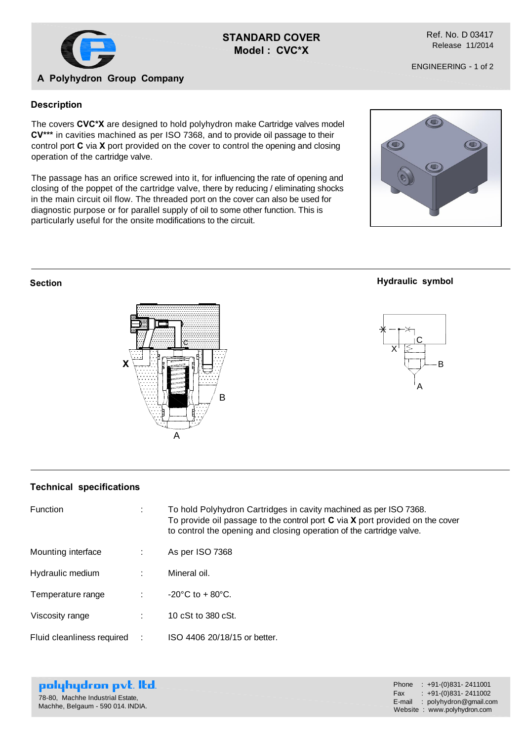# STANDARD COVER
## Model : CVC*X

Ref. No. D 03417
Release 11/2014

A Polyhydron Group Company

### Description

The covers **CVC*X** are designed to hold polyhydron make Cartridge valves model **CV*** ** in cavities machined as per ISO 7368, and to provide oil passage to their control port **C** via **X** port provided on the cover to control the opening and closing operation of the cartridge valve.

The passage has an orifice screwed into it, for influencing the rate of opening and closing of the poppet of the cartridge valve, there by reducing / eliminating shocks in the main circuit oil flow. The threaded port on the cover can also be used for diagnostic purpose or for parallel supply of oil to some other function. This is particularly useful for the onsite modifications to the circuit.

### Section

X, C, B, A

### Hydraulic symbol

X, C, B, A

### Technical specifications

| | | |
|---|---|---|
| Function | : | To hold Polyhydron Cartridges in cavity machined as per ISO 7368. To provide oil passage to the control port **C** via **X** port provided on the cover to control the opening and closing operation of the cartridge valve. |
| Mounting interface | : | As per ISO 7368 |
| Hydraulic medium | : | Mineral oil. |
| Temperature range | : | -20°C to + 80°C. |
| Viscosity range | : | 10 cSt to 380 cSt. |
| Fluid cleanliness required | : | ISO 4406 20/18/15 or better. |

**polyhydron pvt. ltd.**
78-80, Machhe Industrial Estate,
Machhe, Belgaum - 590 014. INDIA.

Phone : +91-(0)831- 2411001
Fax : +91-(0)831- 2411002
E-mail : polyhydron@gmail.com
Website : www.polyhydron.com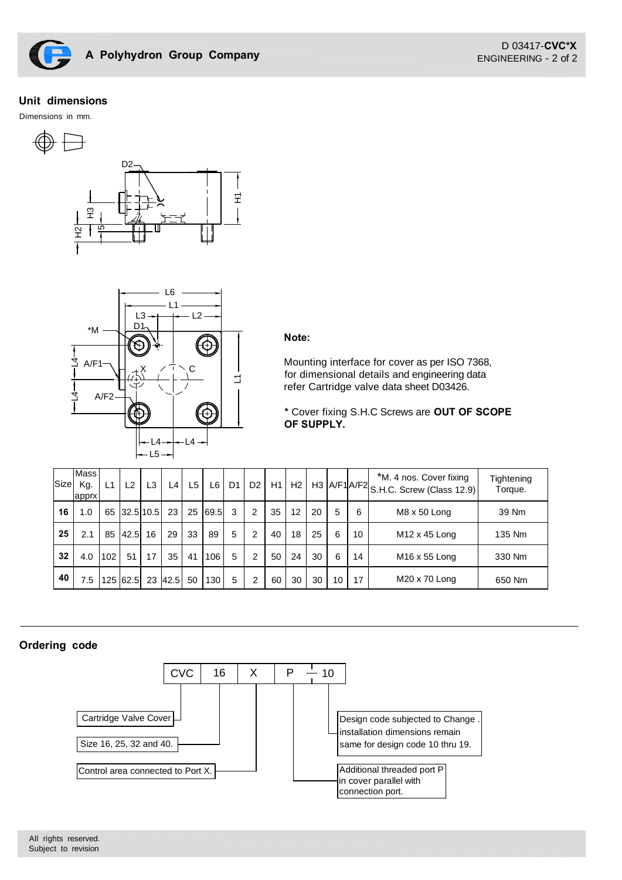## Unit dimensions

Dimensions in mm.

D2
H1
H3
H2
5

L6
L1
L3
L2
D1
*M
L4
A/F1
X
C
L1
L4
A/F2
L4
L4
L5

**Note:**

Mounting interface for cover as per ISO 7368, for dimensional details and engineering data refer Cartridge valve data sheet D03426.

\* Cover fixing S.H.C Screws are **OUT OF SCOPE OF SUPPLY.**

| Size | Mass Kg. apprx | L1 | L2 | L3 | L4 | L5 | L6 | D1 | D2 | H1 | H2 | H3 | A/F1 | A/F2 | *M. 4 nos. Cover fixing S.H.C. Screw (Class 12.9) | Tightening Torque. |
|---|---|---|---|---|---|---|---|---|---|---|---|---|---|---|---|---|
| **16** | 1.0 | 65 | 32.5 | 10.5 | 23 | 25 | 69.5 | 3 | 2 | 35 | 12 | 20 | 5 | 6 | M8 x 50 Long | 39 Nm |
| **25** | 2.1 | 85 | 42.5 | 16 | 29 | 33 | 89 | 5 | 2 | 40 | 18 | 25 | 6 | 10 | M12 x 45 Long | 135 Nm |
| **32** | 4.0 | 102 | 51 | 17 | 35 | 41 | 106 | 5 | 2 | 50 | 24 | 30 | 6 | 14 | M16 x 55 Long | 330 Nm |
| **40** | 7.5 | 125 | 62.5 | 23 | 42.5 | 50 | 130 | 5 | 2 | 60 | 30 | 30 | 10 | 17 | M20 x 70 Long | 650 Nm |

## Ordering code

| CVC | 16 | X | P | 10 |
|---|---|---|---|---|

- CVC: Cartridge Valve Cover
- 16: Size 16, 25, 32 and 40.
- X: Control area connected to Port X.
- P: Additional threaded port P in cover parallel with connection port.
- 10: Design code subjected to Change . installation dimensions remain same for design code 10 thru 19.